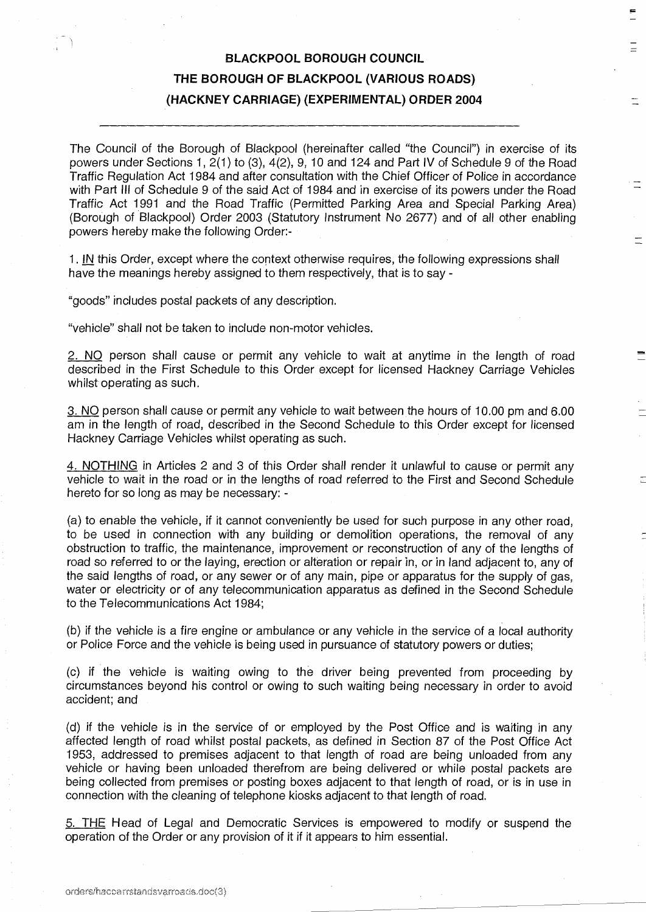# BLACKPOOL BOROUGH COUNCIL

## THE BOROUGH OF BLACKPOOL (VARIOUS ROADS) (HACKNEY CARRIAGE) (EXPERIMENTAL) ORDER 2004

---

The Council of the Borough of Blackpool (hereinafter called "the Council") in exercise of its powers under Sections 1, 2(1) to (3), 4(2), 9, 10 and 124 and Part IV of Schedule 9 of the Road Traffic Regulation Act 1984 and after consultation with the Chief Officer of Police in accordance with Part III of Schedule 9 of the said Act of 1984 and in exercise of its powers under the Road Traffic Act 1991 and the Road Traffic (Permitted Parking Area and Special Parking Area) (Borough of Blackpool) Order 2003 (Statutory Instrument No 2677) and of all other enabling powers hereby make the following Order:-

1. IN this Order, except where the context otherwise requires, the following expressions shall have the meanings hereby assigned to them respectively, that is to say -

"goods" includes postal packets of any description.

"vehicle" shall not be taken to include non-motor vehicles.

2. NO person shall cause or permit any vehicle to wait at anytime in the length of road described in the First Schedule to this Order except for licensed Hackney Carriage Vehicles whilst operating as such.

3. NO person shall cause or permit any vehicle to wait between the hours of 10.00 pm and 6.00 am in the length of road, described in the Second Schedule to this Order except for licensed Hackney Carriage Vehicles whilst operating as such.

4. NOTHING in Articles 2 and 3 of this Order shall render it unlawful to cause or permit any vehicle to wait in the road or in the lengths of road referred to the First and Second Schedule hereto for so long as may be necessary: -

(a) to enable the vehicle, if it cannot conveniently be used for such purpose in any other road, to be used in connection with any building or demolition operations, the removal of any obstruction to traffic, the maintenance, improvement or reconstruction of any of the lengths of road so referred to or the laying, erection or alteration or repair in, or in land adjacent to, any of the said lengths of road, or any sewer or of any main, pipe or apparatus for the supply of gas, water or electricity or of any telecommunication apparatus as defined in the Second Schedule to the Telecommunications Act 1984;

(b) if the vehicle is a fire engine or ambulance or any vehicle in the service of a local authority or Police Force and the vehicle is being used in pursuance of statutory powers or duties;

(c) if the vehicle is waiting owing to the driver being prevented from proceeding by circumstances beyond his control or owing to such waiting being necessary in order to avoid accident; and

(d) if the vehicle is in the service of or employed by the Post Office and is waiting in any affected length of road whilst postal packets, as defined in Section 87 of the Post Office Act 1953, addressed to premises adjacent to that length of road are being unloaded from any vehicle or having been unloaded therefrom are being delivered or while postal packets are being collected from premises or posting boxes adjacent to that length of road, or is in use in connection with the cleaning of telephone kiosks adjacent to that length of road.

5. THE Head of Legal and Democratic Services is empowered to modify or suspend the operation of the Order or any provision of it if it appears to him essential.

orders/haccarrstandsvarroads.doc(3)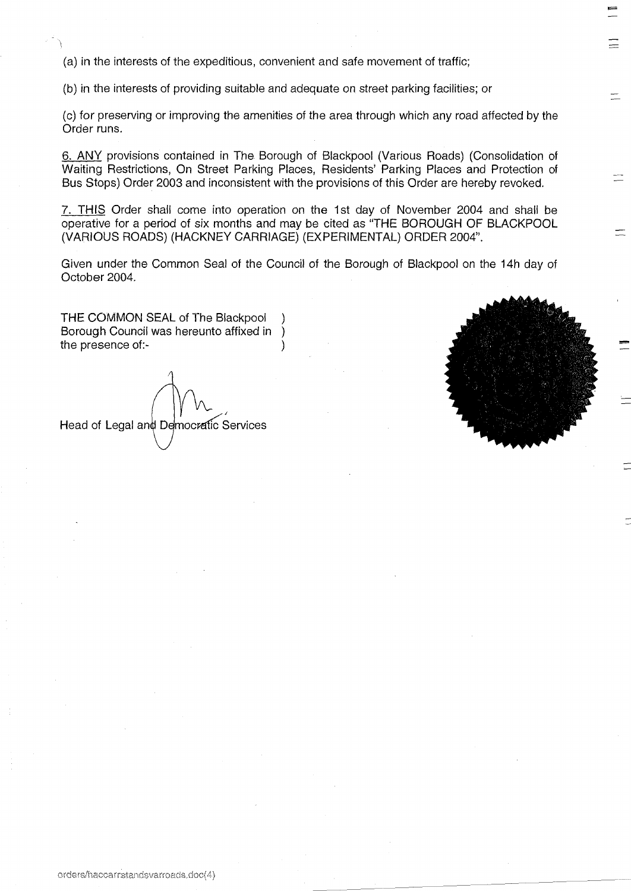(a) in the interests of the expeditious, convenient and safe movement of traffic;

(b) in the interests of providing suitable and adequate on street parking facilities; or

(c) for preserving or improving the amenities of the area through which any road affected by the Order runs.

6. ANY provisions contained in The Borough of Blackpool (Various Roads) (Consolidation of Waiting Restrictions, On Street Parking Places, Residents' Parking Places and Protection of Bus Stops) Order 2003 and inconsistent with the provisions of this Order are hereby revoked.

7. THIS Order shall come into operation on the 1st day of November 2004 and shall be operative for a period of six months and may be cited as "THE BOROUGH OF BLACKPOOL (VARIOUS ROADS) (HACKNEY CARRIAGE) (EXPERIMENTAL) ORDER 2004".

Given under the Common Seal of the Council of the Borough of Blackpool on the 14h day of October 2004.

THE COMMON SEAL of The Blackpool )
Borough Council was hereunto affixed in )
the presence of:- )

Head of Legal and Democratic Services

orders/haccarrstandsvarroads.doc(4)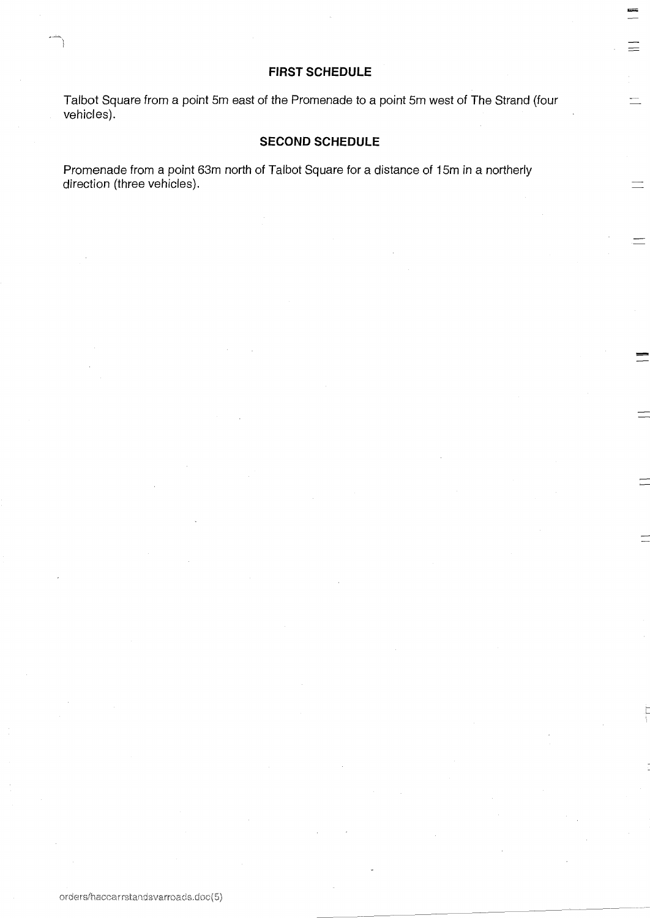## FIRST SCHEDULE

Talbot Square from a point 5m east of the Promenade to a point 5m west of The Strand (four vehicles).

## SECOND SCHEDULE

Promenade from a point 63m north of Talbot Square for a distance of 15m in a northerly direction (three vehicles).

orders/haccarrstandsvarroads.doc(5)